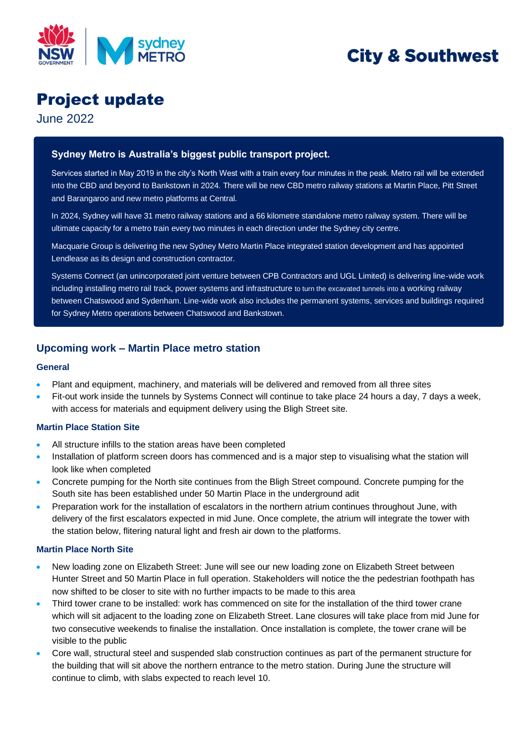# City & Southwest

# Project update

June 2022

**Sydney Metro is Australia's biggest public transport project.**

Services started in May 2019 in the city's North West with a train every four minutes in the peak. Metro rail will be extended into the CBD and beyond to Bankstown in 2024. There will be new CBD metro railway stations at Martin Place, Pitt Street and Barangaroo and new metro platforms at Central.

In 2024, Sydney will have 31 metro railway stations and a 66 kilometre standalone metro railway system. There will be ultimate capacity for a metro train every two minutes in each direction under the Sydney city centre.

Macquarie Group is delivering the new Sydney Metro Martin Place integrated station development and has appointed Lendlease as its design and construction contractor.

Systems Connect (an unincorporated joint venture between CPB Contractors and UGL Limited) is delivering line-wide work including installing metro rail track, power systems and infrastructure to turn the excavated tunnels into a working railway between Chatswood and Sydenham. Line-wide work also includes the permanent systems, services and buildings required for Sydney Metro operations between Chatswood and Bankstown.

## Upcoming work – Martin Place metro station

### General

- Plant and equipment, machinery, and materials will be delivered and removed from all three sites
- Fit-out work inside the tunnels by Systems Connect will continue to take place 24 hours a day, 7 days a week, with access for materials and equipment delivery using the Bligh Street site.

### Martin Place Station Site

- All structure infills to the station areas have been completed
- Installation of platform screen doors has commenced and is a major step to visualising what the station will look like when completed
- Concrete pumping for the North site continues from the Bligh Street compound. Concrete pumping for the South site has been established under 50 Martin Place in the underground adit
- Preparation work for the installation of escalators in the northern atrium continues throughout June, with delivery of the first escalators expected in mid June. Once complete, the atrium will integrate the tower with the station below, flitering natural light and fresh air down to the platforms.

### Martin Place North Site

- New loading zone on Elizabeth Street: June will see our new loading zone on Elizabeth Street between Hunter Street and 50 Martin Place in full operation. Stakeholders will notice the the pedestrian footpath has now shifted to be closer to site with no further impacts to be made to this area
- Third tower crane to be installed: work has commenced on site for the installation of the third tower crane which will sit adjacent to the loading zone on Elizabeth Street. Lane closures will take place from mid June for two consecutive weekends to finalise the installation. Once installation is complete, the tower crane will be visible to the public
- Core wall, structural steel and suspended slab construction continues as part of the permanent structure for the building that will sit above the northern entrance to the metro station. During June the structure will continue to climb, with slabs expected to reach level 10.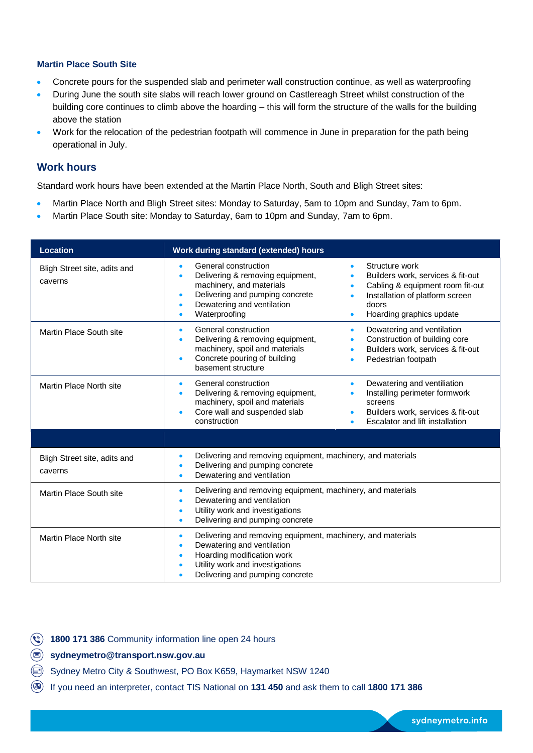### Martin Place South Site

- Concrete pours for the suspended slab and perimeter wall construction continue, as well as waterproofing
- During June the south site slabs will reach lower ground on Castlereagh Street whilst construction of the building core continues to climb above the hoarding – this will form the structure of the walls for the building above the station
- Work for the relocation of the pedestrian footpath will commence in June in preparation for the path being operational in July.

## Work hours

Standard work hours have been extended at the Martin Place North, South and Bligh Street sites:

- Martin Place North and Bligh Street sites: Monday to Saturday, 5am to 10pm and Sunday, 7am to 6pm.
- Martin Place South site: Monday to Saturday, 6am to 10pm and Sunday, 7am to 6pm.

| Location | Work during standard (extended) hours |
|---|---|
| Bligh Street site, adits and caverns | • General construction<br>• Delivering & removing equipment, machinery, and materials<br>• Delivering and pumping concrete<br>• Dewatering and ventilation<br>• Waterproofing<br>• Structure work<br>• Builders work, services & fit-out<br>• Cabling & equipment room fit-out<br>• Installation of platform screen doors<br>• Hoarding graphics update |
| Martin Place South site | • General construction<br>• Delivering & removing equipment, machinery, spoil and materials<br>• Concrete pouring of building basement structure<br>• Dewatering and ventilation<br>• Construction of building core<br>• Builders work, services & fit-out<br>• Pedestrian footpath |
| Martin Place North site | • General construction<br>• Delivering & removing equipment, machinery, spoil and materials<br>• Core wall and suspended slab construction<br>• Dewatering and ventiliation<br>• Installing perimeter formwork screens<br>• Builders work, services & fit-out<br>• Escalator and lift installation |
| | |
| Bligh Street site, adits and caverns | • Delivering and removing equipment, machinery, and materials<br>• Delivering and pumping concrete<br>• Dewatering and ventilation |
| Martin Place South site | • Delivering and removing equipment, machinery, and materials<br>• Dewatering and ventilation<br>• Utility work and investigations<br>• Delivering and pumping concrete |
| Martin Place North site | • Delivering and removing equipment, machinery, and materials<br>• Dewatering and ventilation<br>• Hoarding modification work<br>• Utility work and investigations<br>• Delivering and pumping concrete |

**1800 171 386** Community information line open 24 hours

**sydneymetro@transport.nsw.gov.au**

Sydney Metro City & Southwest, PO Box K659, Haymarket NSW 1240

If you need an interpreter, contact TIS National on **131 450** and ask them to call **1800 171 386**

sydneymetro.info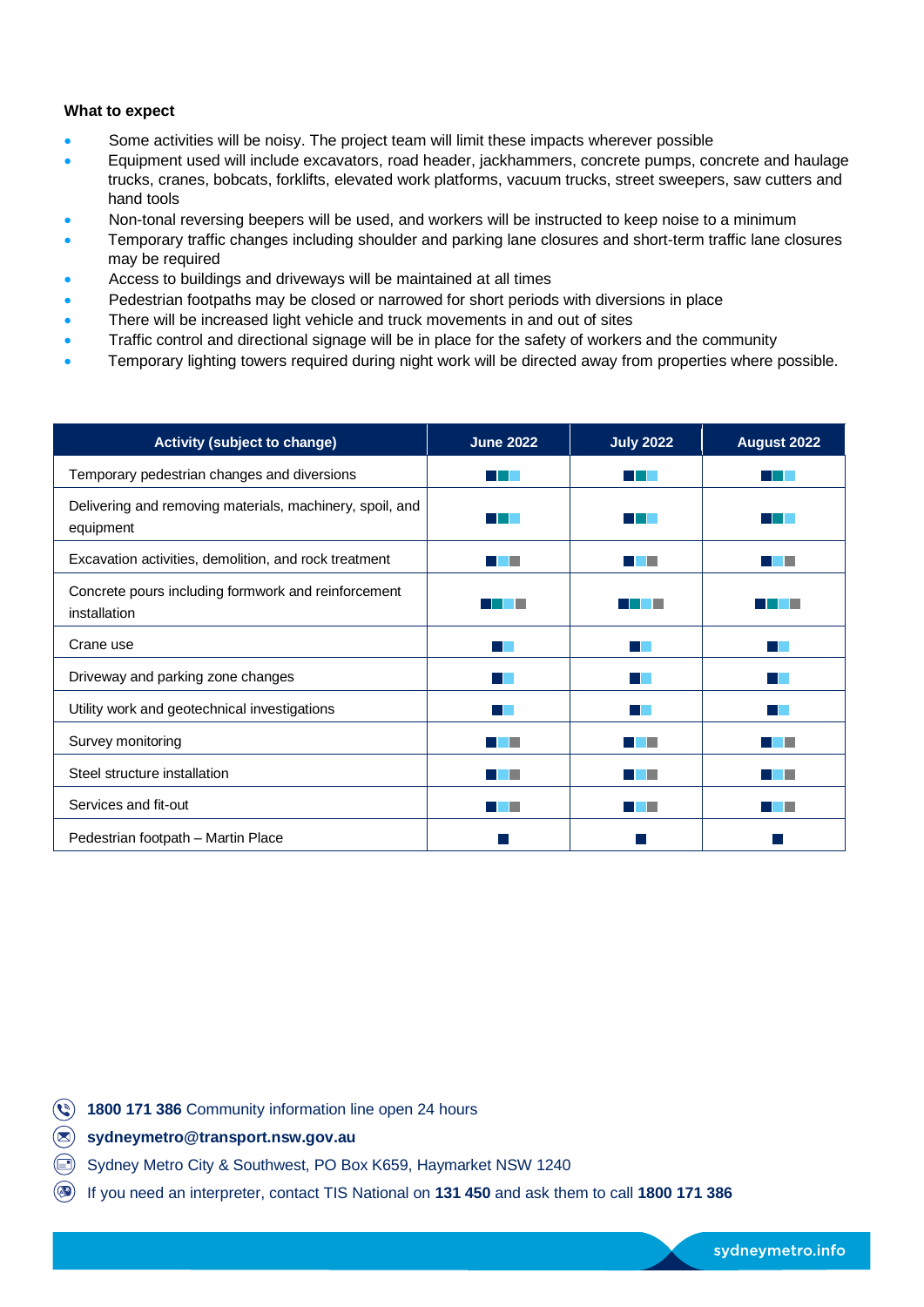**What to expect**

- Some activities will be noisy. The project team will limit these impacts wherever possible
- Equipment used will include excavators, road header, jackhammers, concrete pumps, concrete and haulage trucks, cranes, bobcats, forklifts, elevated work platforms, vacuum trucks, street sweepers, saw cutters and hand tools
- Non-tonal reversing beepers will be used, and workers will be instructed to keep noise to a minimum
- Temporary traffic changes including shoulder and parking lane closures and short-term traffic lane closures may be required
- Access to buildings and driveways will be maintained at all times
- Pedestrian footpaths may be closed or narrowed for short periods with diversions in place
- There will be increased light vehicle and truck movements in and out of sites
- Traffic control and directional signage will be in place for the safety of workers and the community
- Temporary lighting towers required during night work will be directed away from properties where possible.

| Activity (subject to change) | June 2022 | July 2022 | August 2022 |
|---|---|---|---|
| Temporary pedestrian changes and diversions | ■ ■ ■ | ■ ■ ■ | ■ ■ ■ |
| Delivering and removing materials, machinery, spoil, and equipment | ■ ■ ■ | ■ ■ ■ | ■ ■ ■ |
| Excavation activities, demolition, and rock treatment | ■ ■ ■ | ■ ■ ■ | ■ ■ ■ |
| Concrete pours including formwork and reinforcement installation | ■ ■ ■ ■ | ■ ■ ■ ■ | ■ ■ ■ ■ |
| Crane use | ■ ■ | ■ ■ | ■ ■ |
| Driveway and parking zone changes | ■ ■ | ■ ■ | ■ ■ |
| Utility work and geotechnical investigations | ■ ■ | ■ ■ | ■ ■ |
| Survey monitoring | ■ ■ ■ | ■ ■ ■ | ■ ■ ■ |
| Steel structure installation | ■ ■ ■ | ■ ■ ■ | ■ ■ ■ |
| Services and fit-out | ■ ■ ■ | ■ ■ ■ | ■ ■ ■ |
| Pedestrian footpath – Martin Place | ■ | ■ | ■ |

**1800 171 386** Community information line open 24 hours

**sydneymetro@transport.nsw.gov.au**

Sydney Metro City & Southwest, PO Box K659, Haymarket NSW 1240

If you need an interpreter, contact TIS National on **131 450** and ask them to call **1800 171 386**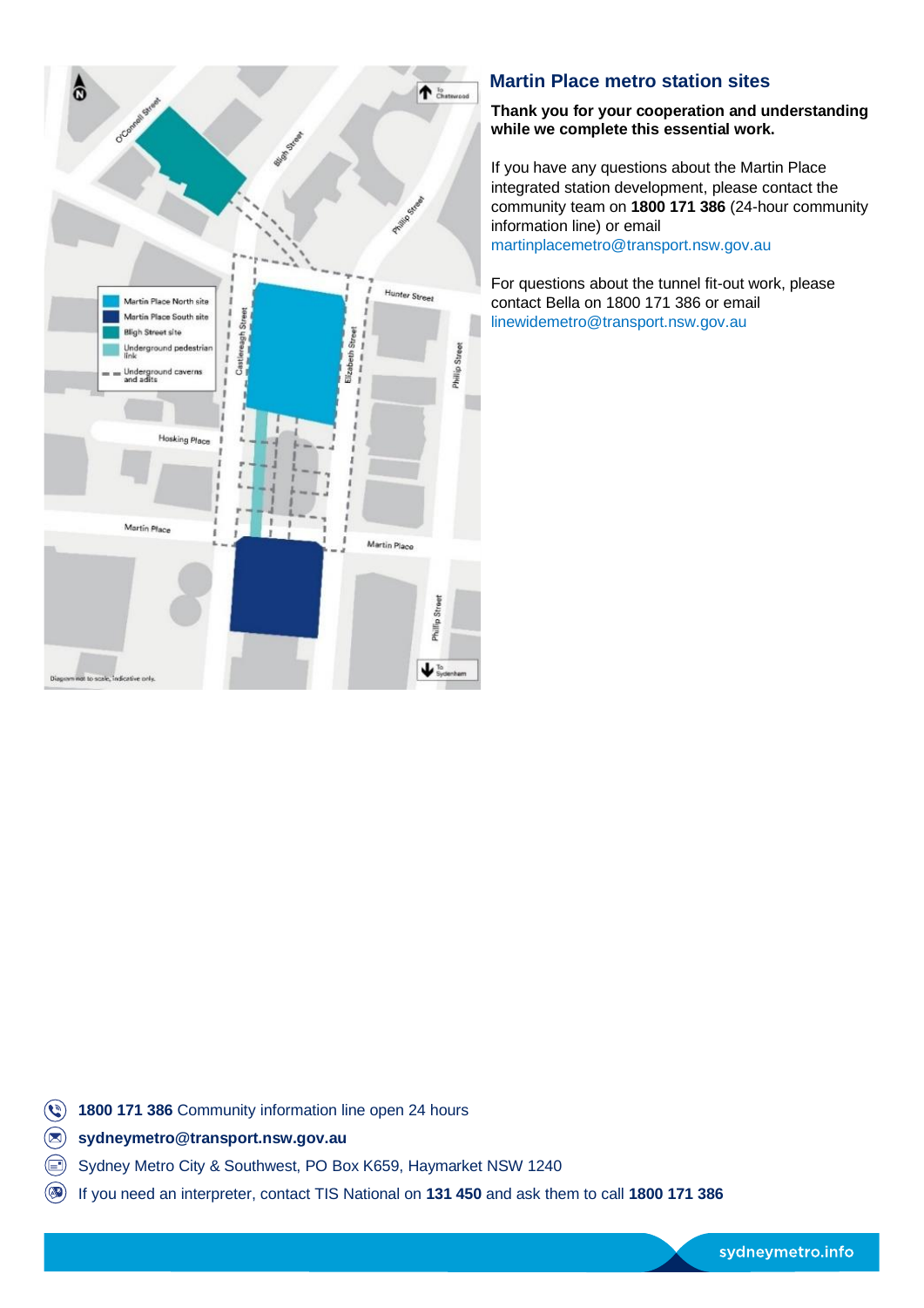Martin Place North site
Martin Place South site
Bligh Street site
Underground pedestrian link
Underground caverns and adits

O'Connell Street
Bligh Street
Phillip Street
Hunter Street
Castlereagh Street
Elizabeth Street
Phillip Street
Hosking Place
Martin Place
Martin Place
Phillip Street
To Chatswood
To Sydenham

Diagram not to scale. Indicative only.

## Martin Place metro station sites

**Thank you for your cooperation and understanding while we complete this essential work.**

If you have any questions about the Martin Place integrated station development, please contact the community team on **1800 171 386** (24-hour community information line) or email martinplacemetro@transport.nsw.gov.au

For questions about the tunnel fit-out work, please contact Bella on 1800 171 386 or email linewidemetro@transport.nsw.gov.au

**1800 171 386** Community information line open 24 hours

**sydneymetro@transport.nsw.gov.au**

Sydney Metro City & Southwest, PO Box K659, Haymarket NSW 1240

If you need an interpreter, contact TIS National on **131 450** and ask them to call **1800 171 386**

sydneymetro.info